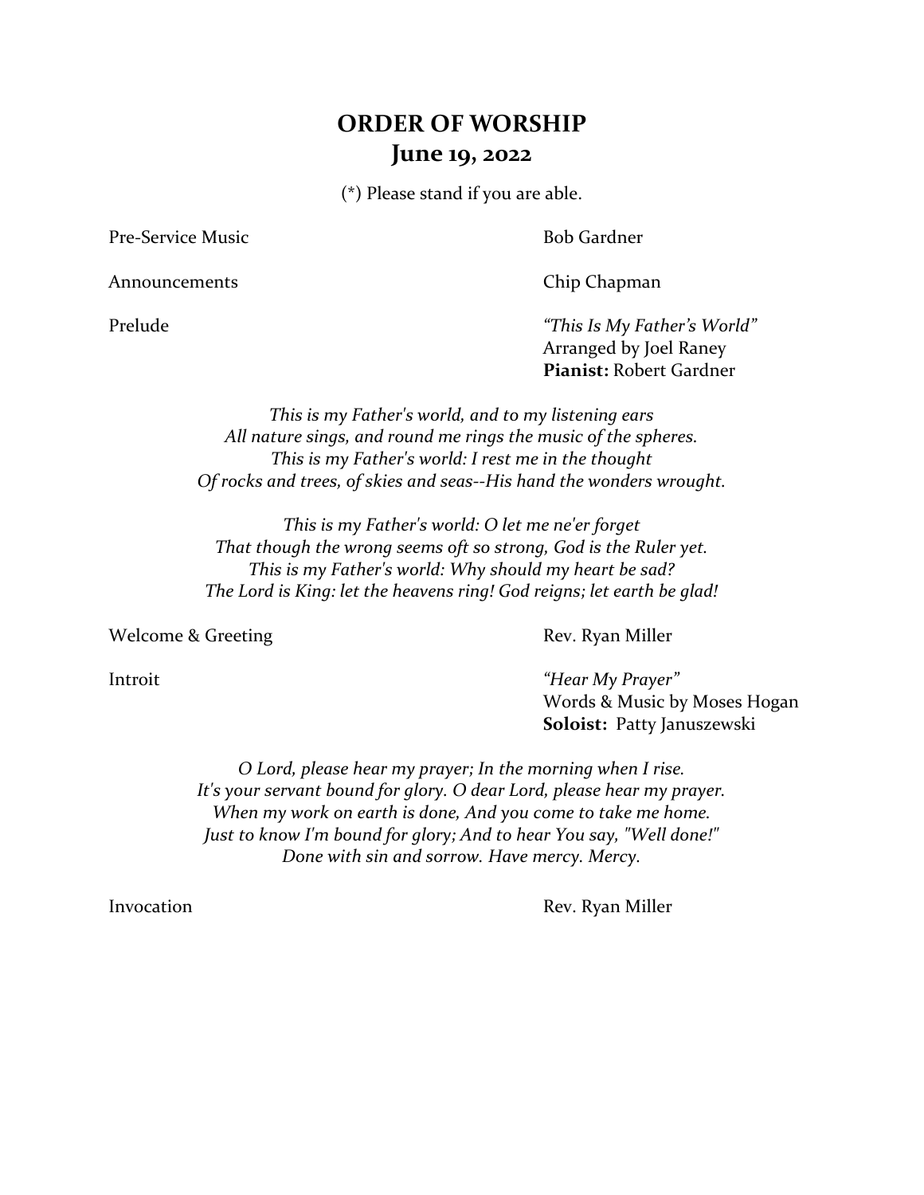# ORDER OF WORSHIP
## June 19, 2022

(*) Please stand if you are able.

Pre-Service Music — Bob Gardner

Announcements — Chip Chapman

Prelude — *"This Is My Father's World"*
Arranged by Joel Raney
**Pianist:** Robert Gardner

*This is my Father's world, and to my listening ears*
*All nature sings, and round me rings the music of the spheres.*
*This is my Father's world: I rest me in the thought*
*Of rocks and trees, of skies and seas--His hand the wonders wrought.*

*This is my Father's world: O let me ne'er forget*
*That though the wrong seems oft so strong, God is the Ruler yet.*
*This is my Father's world: Why should my heart be sad?*
*The Lord is King: let the heavens ring! God reigns; let earth be glad!*

Welcome & Greeting — Rev. Ryan Miller

Introit — *"Hear My Prayer"*
Words & Music by Moses Hogan
**Soloist:** Patty Januszewski

*O Lord, please hear my prayer; In the morning when I rise.*
*It's your servant bound for glory. O dear Lord, please hear my prayer.*
*When my work on earth is done, And you come to take me home.*
*Just to know I'm bound for glory; And to hear You say, "Well done!"*
*Done with sin and sorrow. Have mercy. Mercy.*

Invocation — Rev. Ryan Miller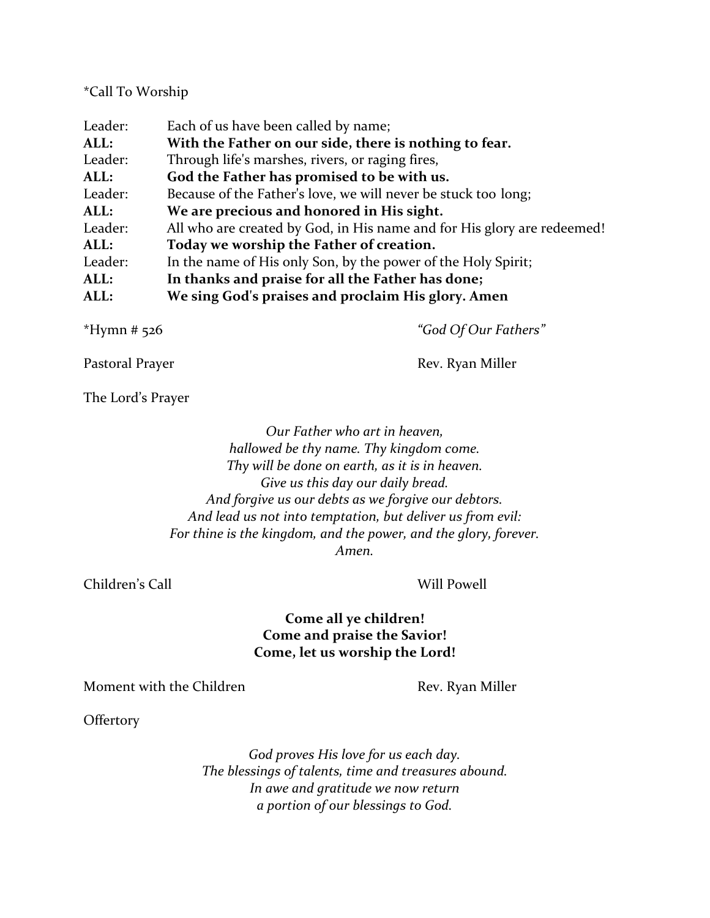*Call To Worship

Leader: Each of us have been called by name;
**ALL: With the Father on our side, there is nothing to fear.**
Leader: Through life's marshes, rivers, or raging fires,
**ALL: God the Father has promised to be with us.**
Leader: Because of the Father's love, we will never be stuck too long;
**ALL: We are precious and honored in His sight.**
Leader: All who are created by God, in His name and for His glory are redeemed!
**ALL: Today we worship the Father of creation.**
Leader: In the name of His only Son, by the power of the Holy Spirit;
**ALL: In thanks and praise for all the Father has done;**
**ALL: We sing God's praises and proclaim His glory. Amen**

*Hymn # 526 *"God Of Our Fathers"*

Pastoral Prayer Rev. Ryan Miller

The Lord's Prayer

*Our Father who art in heaven,*
*hallowed be thy name. Thy kingdom come.*
*Thy will be done on earth, as it is in heaven.*
*Give us this day our daily bread.*
*And forgive us our debts as we forgive our debtors.*
*And lead us not into temptation, but deliver us from evil:*
*For thine is the kingdom, and the power, and the glory, forever.*
*Amen.*

Children's Call Will Powell

**Come all ye children!**
**Come and praise the Savior!**
**Come, let us worship the Lord!**

Moment with the Children Rev. Ryan Miller

Offertory

*God proves His love for us each day.*
*The blessings of talents, time and treasures abound.*
*In awe and gratitude we now return*
*a portion of our blessings to God.*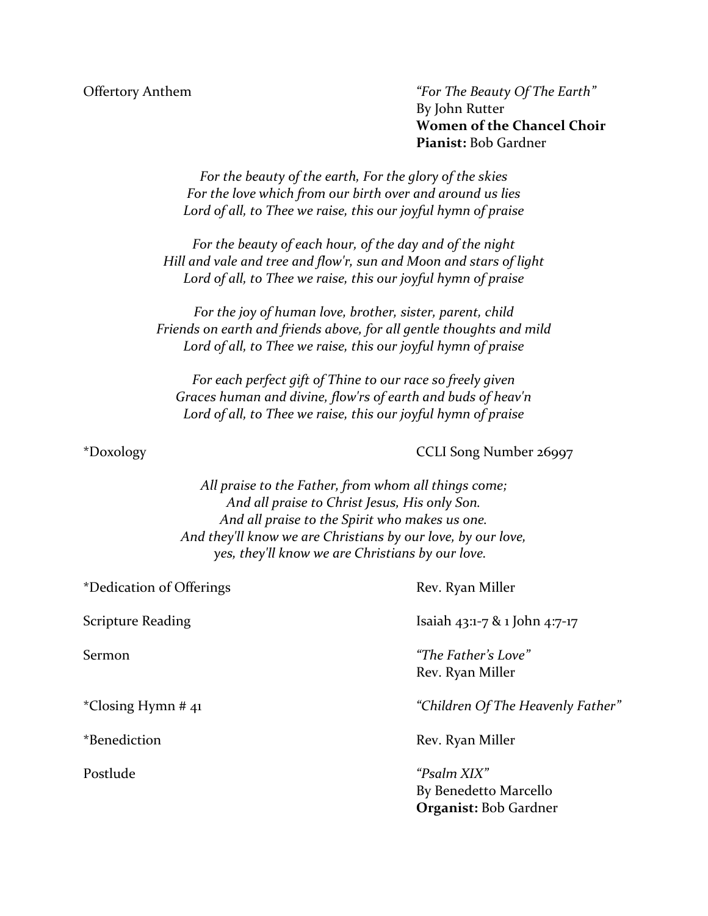Offertory Anthem — *"For The Beauty Of The Earth"*
By John Rutter
**Women of the Chancel Choir**
**Pianist:** Bob Gardner

*For the beauty of the earth, For the glory of the skies*
*For the love which from our birth over and around us lies*
*Lord of all, to Thee we raise, this our joyful hymn of praise*

*For the beauty of each hour, of the day and of the night*
*Hill and vale and tree and flow'r, sun and Moon and stars of light*
*Lord of all, to Thee we raise, this our joyful hymn of praise*

*For the joy of human love, brother, sister, parent, child*
*Friends on earth and friends above, for all gentle thoughts and mild*
*Lord of all, to Thee we raise, this our joyful hymn of praise*

*For each perfect gift of Thine to our race so freely given*
*Graces human and divine, flow'rs of earth and buds of heav'n*
*Lord of all, to Thee we raise, this our joyful hymn of praise*

*Doxology — CCLI Song Number 26997

*All praise to the Father, from whom all things come;*
*And all praise to Christ Jesus, His only Son.*
*And all praise to the Spirit who makes us one.*
*And they'll know we are Christians by our love, by our love,*
*yes, they'll know we are Christians by our love.*

*Dedication of Offerings — Rev. Ryan Miller

Scripture Reading — Isaiah 43:1-7 & 1 John 4:7-17

Sermon — *"The Father's Love"*
Rev. Ryan Miller

*Closing Hymn # 41 — *"Children Of The Heavenly Father"*

*Benediction — Rev. Ryan Miller

Postlude — *"Psalm XIX"*
By Benedetto Marcello
**Organist:** Bob Gardner